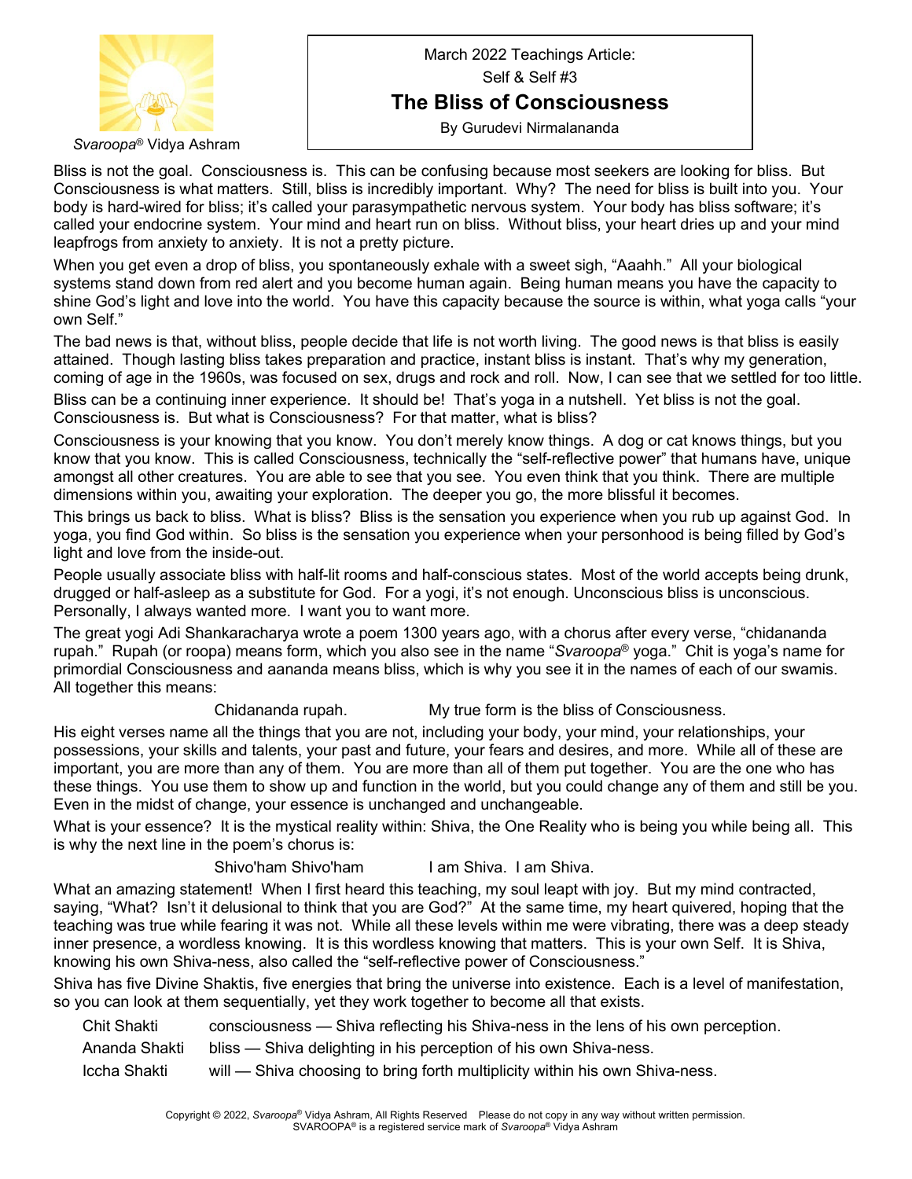*Svaroopa*® Vidya Ashram

March 2022 Teachings Article:

Self & Self #3

# The Bliss of Consciousness

By Gurudevi Nirmalananda

Bliss is not the goal. Consciousness is. This can be confusing because most seekers are looking for bliss. But Consciousness is what matters. Still, bliss is incredibly important. Why? The need for bliss is built into you. Your body is hard-wired for bliss; it's called your parasympathetic nervous system. Your body has bliss software; it's called your endocrine system. Your mind and heart run on bliss. Without bliss, your heart dries up and your mind leapfrogs from anxiety to anxiety. It is not a pretty picture.

When you get even a drop of bliss, you spontaneously exhale with a sweet sigh, "Aaahh." All your biological systems stand down from red alert and you become human again. Being human means you have the capacity to shine God's light and love into the world. You have this capacity because the source is within, what yoga calls "your own Self."

The bad news is that, without bliss, people decide that life is not worth living. The good news is that bliss is easily attained. Though lasting bliss takes preparation and practice, instant bliss is instant. That's why my generation, coming of age in the 1960s, was focused on sex, drugs and rock and roll. Now, I can see that we settled for too little.

Bliss can be a continuing inner experience. It should be! That's yoga in a nutshell. Yet bliss is not the goal. Consciousness is. But what is Consciousness? For that matter, what is bliss?

Consciousness is your knowing that you know. You don't merely know things. A dog or cat knows things, but you know that you know. This is called Consciousness, technically the "self-reflective power" that humans have, unique amongst all other creatures. You are able to see that you see. You even think that you think. There are multiple dimensions within you, awaiting your exploration. The deeper you go, the more blissful it becomes.

This brings us back to bliss. What is bliss? Bliss is the sensation you experience when you rub up against God. In yoga, you find God within. So bliss is the sensation you experience when your personhood is being filled by God's light and love from the inside-out.

People usually associate bliss with half-lit rooms and half-conscious states. Most of the world accepts being drunk, drugged or half-asleep as a substitute for God. For a yogi, it's not enough. Unconscious bliss is unconscious. Personally, I always wanted more. I want you to want more.

The great yogi Adi Shankaracharya wrote a poem 1300 years ago, with a chorus after every verse, "chidananda rupah." Rupah (or roopa) means form, which you also see in the name "*Svaroopa*® yoga." Chit is yoga's name for primordial Consciousness and aananda means bliss, which is why you see it in the names of each of our swamis. All together this means:

Chidananda rupah. My true form is the bliss of Consciousness.

His eight verses name all the things that you are not, including your body, your mind, your relationships, your possessions, your skills and talents, your past and future, your fears and desires, and more. While all of these are important, you are more than any of them. You are more than all of them put together. You are the one who has these things. You use them to show up and function in the world, but you could change any of them and still be you. Even in the midst of change, your essence is unchanged and unchangeable.

What is your essence? It is the mystical reality within: Shiva, the One Reality who is being you while being all. This is why the next line in the poem's chorus is:

Shivo'ham Shivo'ham I am Shiva. I am Shiva.

What an amazing statement! When I first heard this teaching, my soul leapt with joy. But my mind contracted, saying, "What? Isn't it delusional to think that you are God?" At the same time, my heart quivered, hoping that the teaching was true while fearing it was not. While all these levels within me were vibrating, there was a deep steady inner presence, a wordless knowing. It is this wordless knowing that matters. This is your own Self. It is Shiva, knowing his own Shiva-ness, also called the "self-reflective power of Consciousness."

Shiva has five Divine Shaktis, five energies that bring the universe into existence. Each is a level of manifestation, so you can look at them sequentially, yet they work together to become all that exists.

| | |
|---|---|
| Chit Shakti | consciousness — Shiva reflecting his Shiva-ness in the lens of his own perception. |
| Ananda Shakti | bliss — Shiva delighting in his perception of his own Shiva-ness. |
| Iccha Shakti | will — Shiva choosing to bring forth multiplicity within his own Shiva-ness. |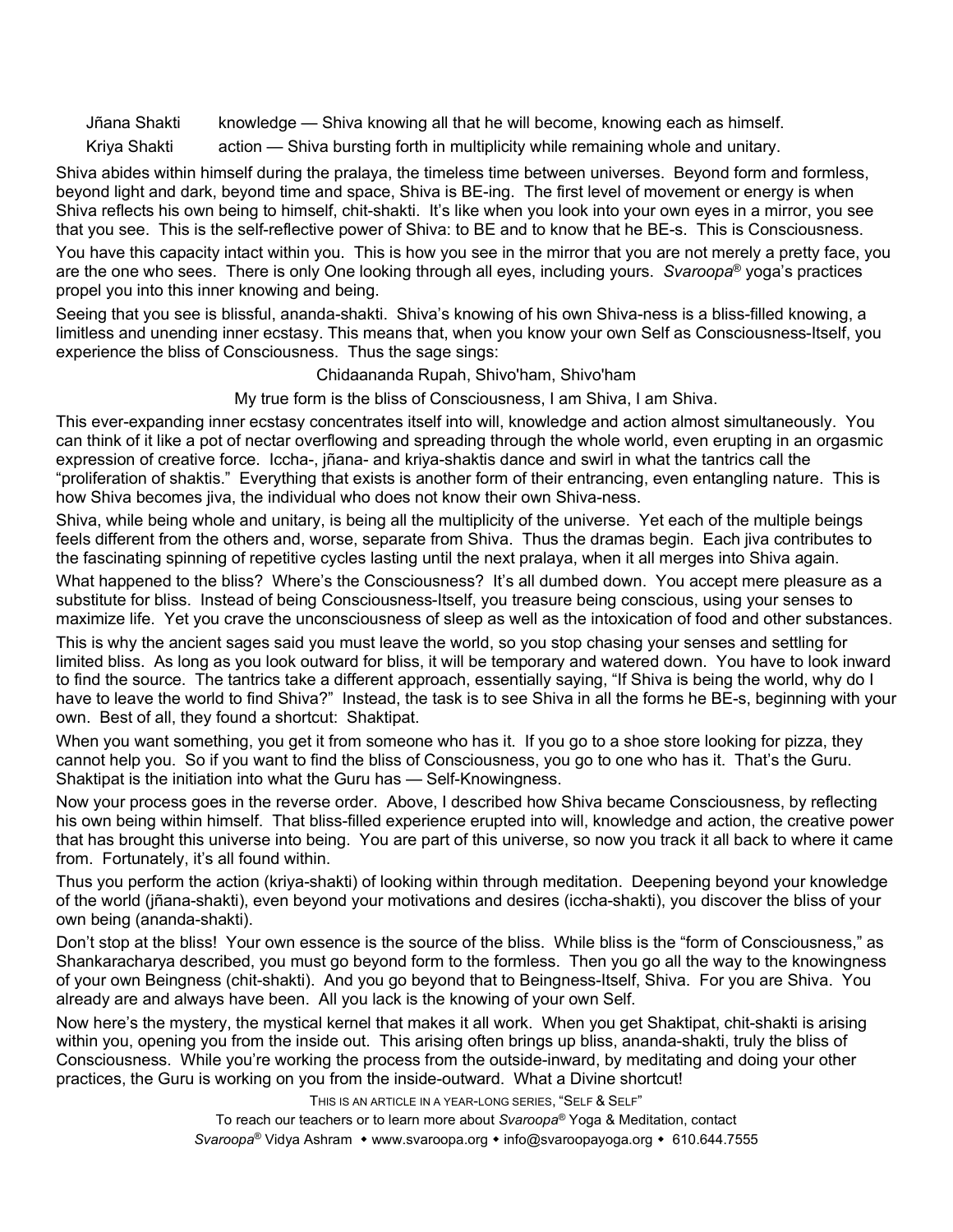| | |
|---|---|
| Jñana Shakti | knowledge — Shiva knowing all that he will become, knowing each as himself. |
| Kriya Shakti | action — Shiva bursting forth in multiplicity while remaining whole and unitary. |

Shiva abides within himself during the pralaya, the timeless time between universes. Beyond form and formless, beyond light and dark, beyond time and space, Shiva is BE-ing. The first level of movement or energy is when Shiva reflects his own being to himself, chit-shakti. It's like when you look into your own eyes in a mirror, you see that you see. This is the self-reflective power of Shiva: to BE and to know that he BE-s. This is Consciousness.

You have this capacity intact within you. This is how you see in the mirror that you are not merely a pretty face, you are the one who sees. There is only One looking through all eyes, including yours. *Svaroopa®* yoga's practices propel you into this inner knowing and being.

Seeing that you see is blissful, ananda-shakti. Shiva's knowing of his own Shiva-ness is a bliss-filled knowing, a limitless and unending inner ecstasy. This means that, when you know your own Self as Consciousness-Itself, you experience the bliss of Consciousness. Thus the sage sings:

Chidaananda Rupah, Shivo'ham, Shivo'ham

My true form is the bliss of Consciousness, I am Shiva, I am Shiva.

This ever-expanding inner ecstasy concentrates itself into will, knowledge and action almost simultaneously. You can think of it like a pot of nectar overflowing and spreading through the whole world, even erupting in an orgasmic expression of creative force. Iccha-, jñana- and kriya-shaktis dance and swirl in what the tantrics call the "proliferation of shaktis." Everything that exists is another form of their entrancing, even entangling nature. This is how Shiva becomes jiva, the individual who does not know their own Shiva-ness.

Shiva, while being whole and unitary, is being all the multiplicity of the universe. Yet each of the multiple beings feels different from the others and, worse, separate from Shiva. Thus the dramas begin. Each jiva contributes to the fascinating spinning of repetitive cycles lasting until the next pralaya, when it all merges into Shiva again.

What happened to the bliss? Where's the Consciousness? It's all dumbed down. You accept mere pleasure as a substitute for bliss. Instead of being Consciousness-Itself, you treasure being conscious, using your senses to maximize life. Yet you crave the unconsciousness of sleep as well as the intoxication of food and other substances.

This is why the ancient sages said you must leave the world, so you stop chasing your senses and settling for limited bliss. As long as you look outward for bliss, it will be temporary and watered down. You have to look inward to find the source. The tantrics take a different approach, essentially saying, "If Shiva is being the world, why do I have to leave the world to find Shiva?" Instead, the task is to see Shiva in all the forms he BE-s, beginning with your own. Best of all, they found a shortcut: Shaktipat.

When you want something, you get it from someone who has it. If you go to a shoe store looking for pizza, they cannot help you. So if you want to find the bliss of Consciousness, you go to one who has it. That's the Guru. Shaktipat is the initiation into what the Guru has — Self-Knowingness.

Now your process goes in the reverse order. Above, I described how Shiva became Consciousness, by reflecting his own being within himself. That bliss-filled experience erupted into will, knowledge and action, the creative power that has brought this universe into being. You are part of this universe, so now you track it all back to where it came from. Fortunately, it's all found within.

Thus you perform the action (kriya-shakti) of looking within through meditation. Deepening beyond your knowledge of the world (jñana-shakti), even beyond your motivations and desires (iccha-shakti), you discover the bliss of your own being (ananda-shakti).

Don't stop at the bliss! Your own essence is the source of the bliss. While bliss is the "form of Consciousness," as Shankaracharya described, you must go beyond form to the formless. Then you go all the way to the knowingness of your own Beingness (chit-shakti). And you go beyond that to Beingness-Itself, Shiva. For you are Shiva. You already are and always have been. All you lack is the knowing of your own Self.

Now here's the mystery, the mystical kernel that makes it all work. When you get Shaktipat, chit-shakti is arising within you, opening you from the inside out. This arising often brings up bliss, ananda-shakti, truly the bliss of Consciousness. While you're working the process from the outside-inward, by meditating and doing your other practices, the Guru is working on you from the inside-outward. What a Divine shortcut!

This is an article in a year-long series, "Self & Self"

To reach our teachers or to learn more about *Svaroopa®* Yoga & Meditation, contact

*Svaroopa®* Vidya Ashram • www.svaroopa.org • info@svaroopayoga.org • 610.644.7555